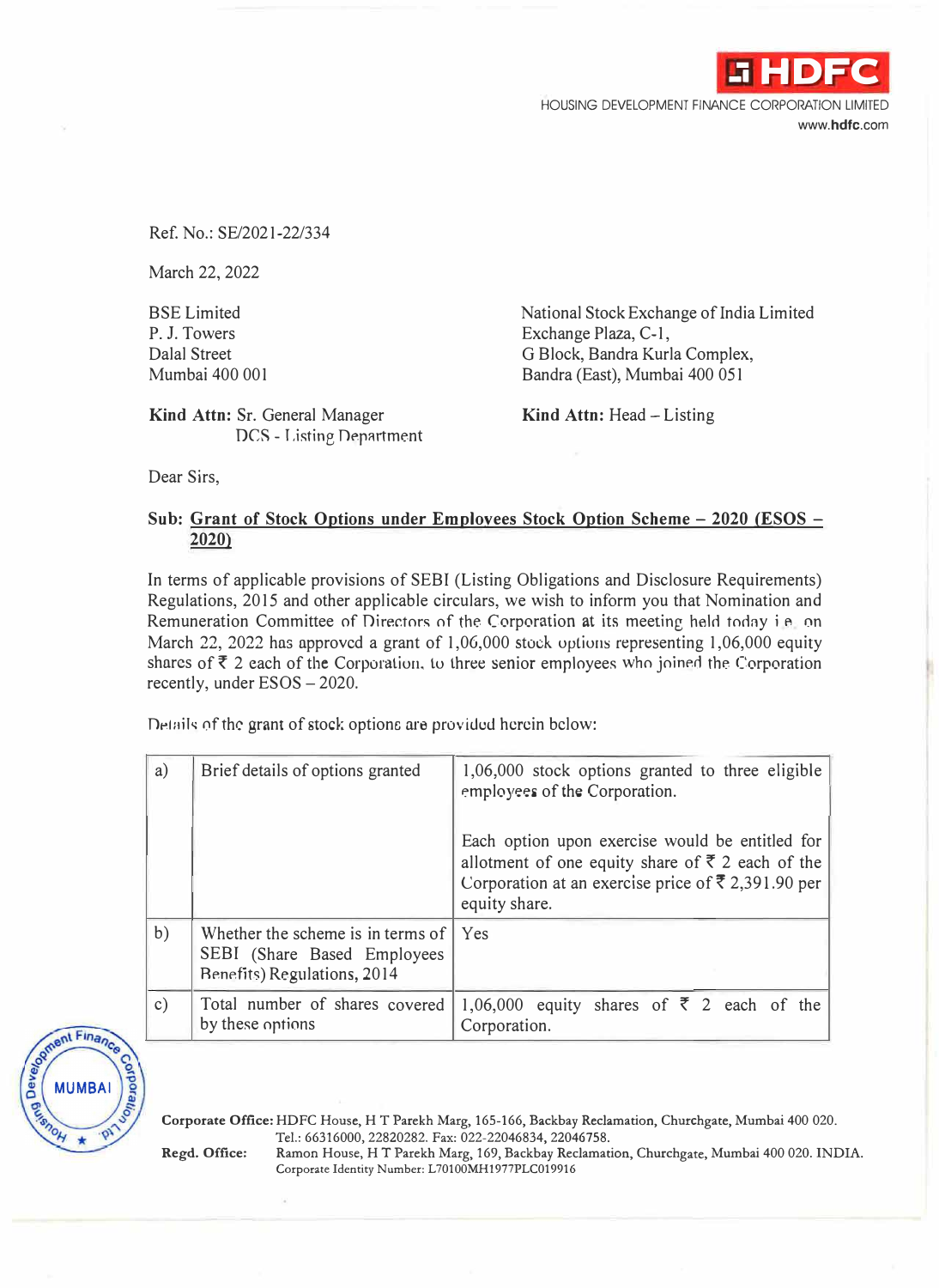**HDFC**

HOUSING DEVELOPMENT FINANCE CORPORATION LIMITED

www.hdfc.com

Ref. No.: SE/2021-22/334

March 22, 2022

BSE Limited
P. J. Towers
Dalal Street
Mumbai 400 001

**Kind Attn:** Sr. General Manager
DCS - Listing Department

National Stock Exchange of India Limited
Exchange Plaza, C-1,
G Block, Bandra Kurla Complex,
Bandra (East), Mumbai 400 051

**Kind Attn:** Head – Listing

Dear Sirs,

**Sub: Grant of Stock Options under Employees Stock Option Scheme – 2020 (ESOS – 2020)**

In terms of applicable provisions of SEBI (Listing Obligations and Disclosure Requirements) Regulations, 2015 and other applicable circulars, we wish to inform you that Nomination and Remuneration Committee of Directors of the Corporation at its meeting held today i.e. on March 22, 2022 has approved a grant of 1,06,000 stock options representing 1,06,000 equity shares of ₹ 2 each of the Corporation, to three senior employees who joined the Corporation recently, under ESOS – 2020.

Details of the grant of stock options are provided herein below:

| | | |
|---|---|---|
| a) | Brief details of options granted | 1,06,000 stock options granted to three eligible employees of the Corporation.<br><br>Each option upon exercise would be entitled for allotment of one equity share of ₹ 2 each of the Corporation at an exercise price of ₹ 2,391.90 per equity share. |
| b) | Whether the scheme is in terms of SEBI (Share Based Employees Benefits) Regulations, 2014 | Yes |
| c) | Total number of shares covered by these options | 1,06,000 equity shares of ₹ 2 each of the Corporation. |

**Corporate Office:** HDFC House, H T Parekh Marg, 165-166, Backbay Reclamation, Churchgate, Mumbai 400 020. Tel.: 66316000, 22820282. Fax: 022-22046834, 22046758.

**Regd. Office:** Ramon House, H T Parekh Marg, 169, Backbay Reclamation, Churchgate, Mumbai 400 020. INDIA. Corporate Identity Number: L70100MH1977PLC019916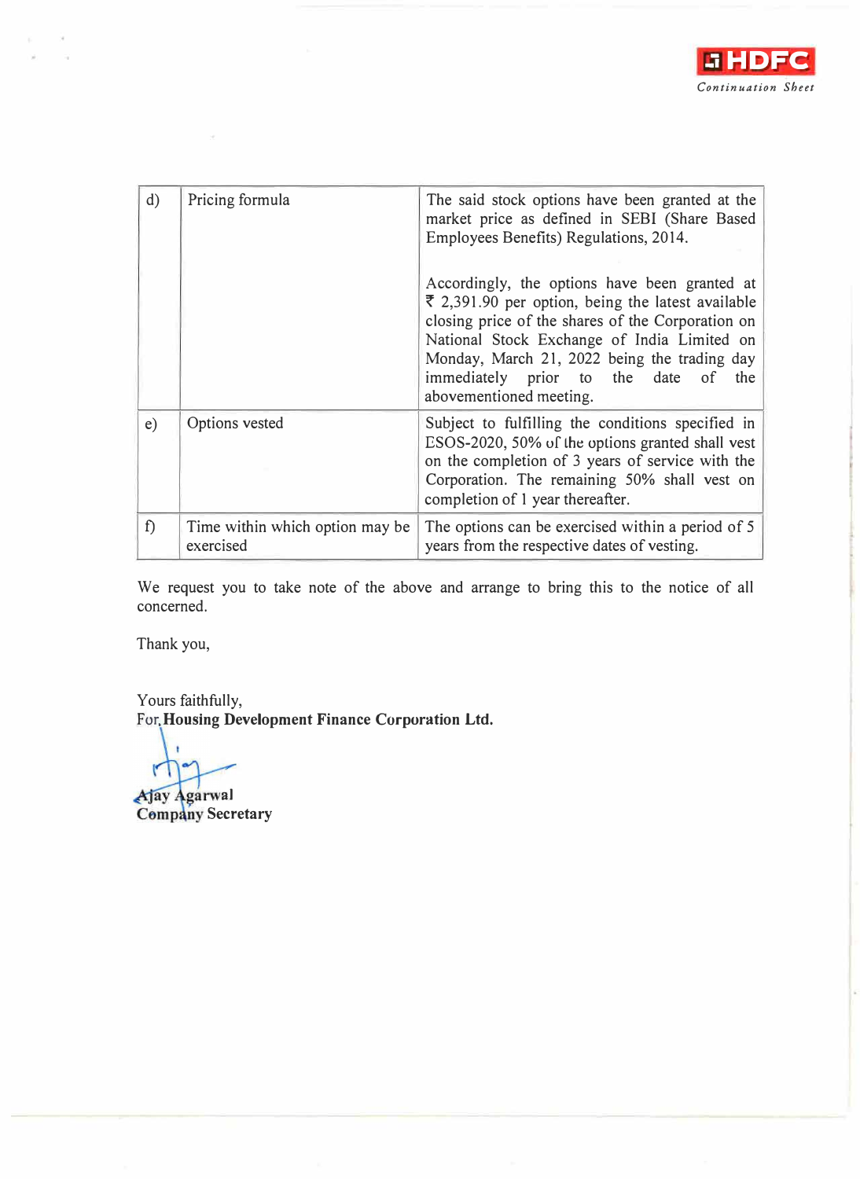| | | |
|---|---|---|
| d) | Pricing formula | The said stock options have been granted at the market price as defined in SEBI (Share Based Employees Benefits) Regulations, 2014.<br><br>Accordingly, the options have been granted at ₹ 2,391.90 per option, being the latest available closing price of the shares of the Corporation on National Stock Exchange of India Limited on Monday, March 21, 2022 being the trading day immediately prior to the date of the abovementioned meeting. |
| e) | Options vested | Subject to fulfilling the conditions specified in ESOS-2020, 50% of the options granted shall vest on the completion of 3 years of service with the Corporation. The remaining 50% shall vest on completion of 1 year thereafter. |
| f) | Time within which option may be exercised | The options can be exercised within a period of 5 years from the respective dates of vesting. |

We request you to take note of the above and arrange to bring this to the notice of all concerned.

Thank you,

Yours faithfully,
For **Housing Development Finance Corporation Ltd.**

**Ajay Agarwal**
**Company Secretary**